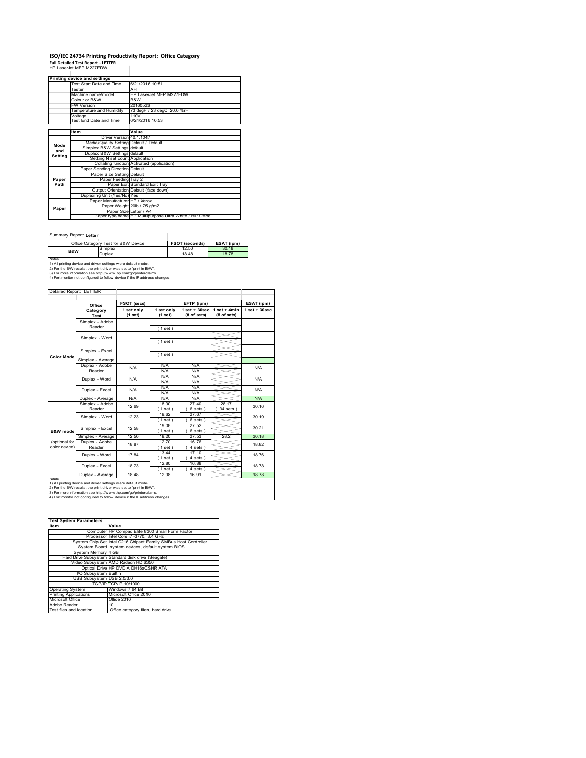# ISO/IEC 24734 Printing Productivity Report: Office Category

**Full Detailed Test Report - LETTER**

HP LaserJet MFP M227FDW

| Printing device and settings | |
|---|---|
| Test Start Date and Time | 6/21/2016 10:51 |
| Tester | AH |
| Machine name/model | HP LaserJet MFP M227FDW |
| Colour or B&W | B&W |
| FW Version | 20160526 |
| Temperature and Humidity | 73 degF / 23 degC 20.0 %rH |
| Voltage | 110V |
| Test End Date and Time | 6/24/2016 10:53 |

| | Item | Value |
|---|---|---|
| Mode and Setting | Driver Version | 40.1.1047 |
| | Media/Quality Setting | Default / Default |
| | Simplex B&W Settings | default |
| | Duplex B&W Settings | default |
| | Setting N set count | Application |
| | Collating function | Activated (application) |
| Paper Path | Paper Sending Direction | Default |
| | Paper Size Setting | Default |
| | Paper Feeding | Tray 2 |
| | Paper Exit | Standard Exit Tray |
| | Output Orientation | Default (face down) |
| | Duplexing Unit (Yes/No) | Yes |
| Paper | Paper Manufacturer | HP / Xerox |
| | Paper Weight | 20lb / 75 g/m2 |
| | Paper Size | Letter / A4 |
| | Paper type/name | HP Multipurpose Ultra White / HP Office |

Summary Report: **Letter**

| Office Category Test for B&W Device | | FSOT (seconds) | ESAT (ipm) |
|---|---|---|---|
| B&W | Simplex | 12.50 | 30.18 |
| | Duplex | 18.48 | 18.78 |

Notes
1) All printing device and driver settings were default mode.
2) For the B/W results, the print driver was set to "print in B/W".
3) For more information see http://www.hp.com/go/printerclaims.
4) Port monitor not configured to follow device if the IP address changes.

Detailed Report: LETTER

| | Office Category Test | FSOT (secs) 1 set only (1 set) | EFTP (ipm) 1 set only (1 set) | EFTP (ipm) 1 set + 30sec (# of sets) | EFTP (ipm) 1 set + 4min (# of sets) | ESAT (ipm) 1 set + 30sec |
|---|---|---|---|---|---|---|
| Color Mode | Simplex - Adobe Reader | | (1 set) | | | |
| | Simplex - Word | | (1 set) | | | |
| | Simplex - Excel | | (1 set) | | | |
| | Simplex - Average | | | | | |
| | Duplex - Adobe Reader | N/A | N/A<br>N/A | N/A<br>N/A | | N/A |
| | Duplex - Word | N/A | N/A<br>N/A | N/A<br>N/A | | N/A |
| | Duplex - Excel | N/A | N/A<br>N/A | N/A<br>N/A | | N/A |
| | Duplex - Average | N/A | N/A | N/A | | N/A |
| B&W mode (optional for color device) | Simplex - Adobe Reader | 12.69 | 18.90<br>(1 set) | 27.40<br>(6 sets) | 28.17<br>(34 sets) | 30.16 |
| | Simplex - Word | 12.23 | 19.62<br>(1 set) | 27.67<br>(6 sets) | | 30.19 |
| | Simplex - Excel | 12.58 | 19.08<br>(1 set) | 27.52<br>(6 sets) | | 30.21 |
| | Simplex - Average | 12.50 | 19.20 | 27.53 | 28.2 | 30.18 |
| | Duplex - Adobe Reader | 18.87 | 12.70<br>(1 set) | 16.76<br>(4 sets) | | 18.82 |
| | Duplex - Word | 17.84 | 13.44<br>(1 set) | 17.10<br>(4 sets) | | 18.76 |
| | Duplex - Excel | 18.73 | 12.80<br>(1 set) | 16.88<br>(4 sets) | | 18.78 |
| | Duplex - Average | 18.48 | 12.98 | 16.91 | | 18.78 |

Notes
1) All printing device and driver settings were default mode.
2) For the B/W results, the print driver was set to "print in B/W".
3) For more information see http://www.hp.com/go/printerclaims.
4) Port monitor not configured to follow device if the IP address changes.

| Test System Parameters | |
|---|---|
| **Item** | **Value** |
| Computer | HP Compaq Elite 8300 Small Form Factor |
| Processor | Intel Core i7 -3770, 3.4 GHz |
| System Chip Set | Intel C216 Chipset Family SMBus Host Controller |
| System Board | system devices, default system BIOS |
| System Memory | 4 GB |
| Hard Drive Subsystem | Standard disk drive (Seagate) |
| Video Subsystem | AMD Radeon HD 6350 |
| Optical Drive | HP DVD A DH16aCSHR ATA |
| I/O Subsystem | Builtin |
| USB Subsystem | USB 2.0/3.0 |
| TCP/IP | TCP/IP 10/1000 |
| Operating System | Windows 7 64 Bit |
| Printing Applications | Microsoft Office 2010 |
| Microsoft Office | Office 2010 |
| Adobe Reader | 10 |
| Test files and location | Office category files, hard drive |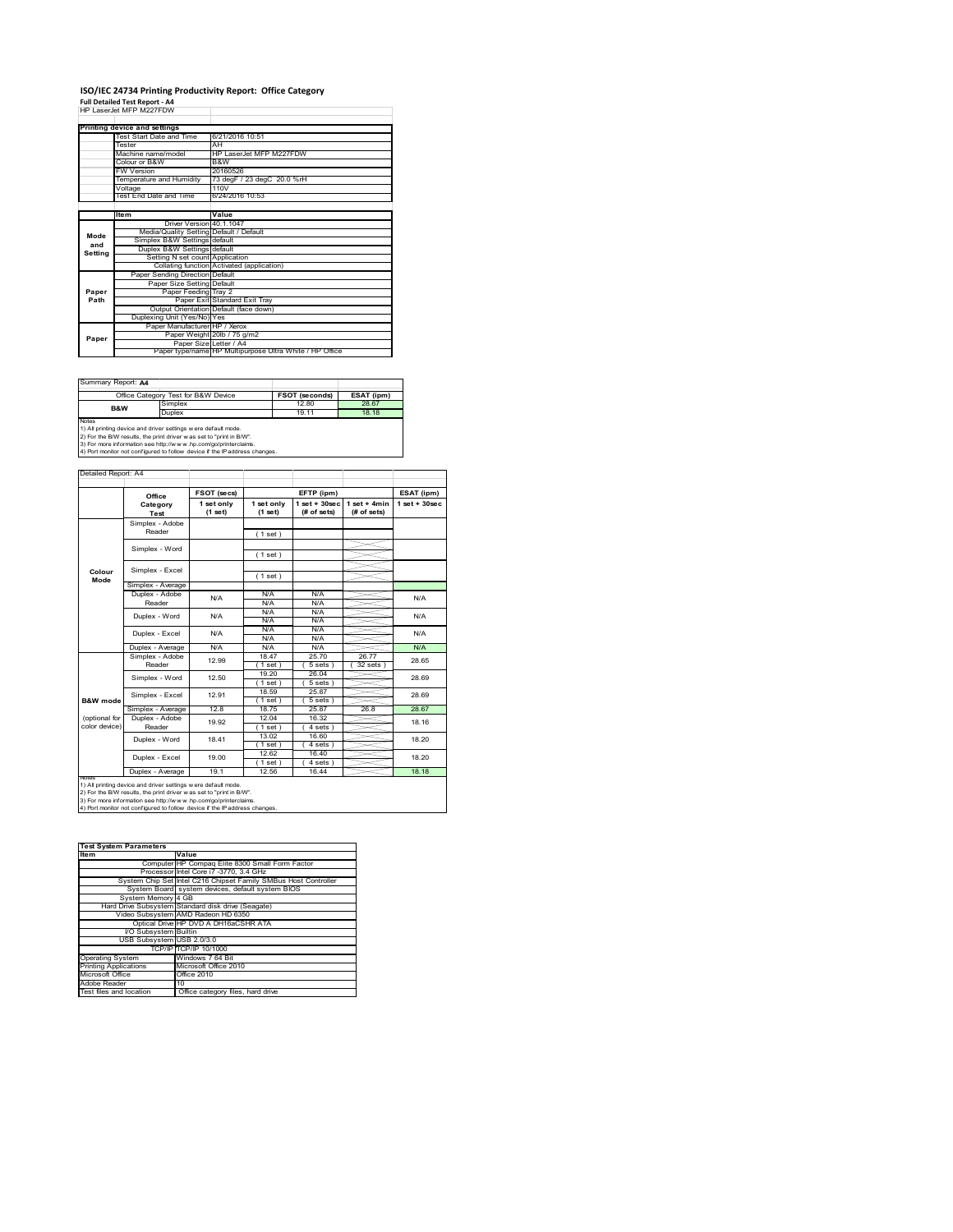# ISO/IEC 24734 Printing Productivity Report: Office Category

**Full Detailed Test Report - A4**

HP LaserJet MFP M227FDW

| Printing device and settings | |
|---|---|
| Test Start Date and Time | 6/21/2016 10:51 |
| Tester | AH |
| Machine name/model | HP LaserJet MFP M227FDW |
| Colour or B&W | B&W |
| FW Version | 20160526 |
| Temperature and Humidity | 73 degF / 23 degC 20.0 %rH |
| Voltage | 110V |
| Test End Date and Time | 6/24/2016 10:53 |

| | Item | Value |
|---|---|---|
| Mode and Setting | Driver Version | 40.1.1047 |
| | Media/Quality Setting | Default / Default |
| | Simplex B&W Settings | default |
| | Duplex B&W Settings | default |
| | Setting N set count | Application |
| | Collating function | Activated (application) |
| Paper Path | Paper Sending Direction | Default |
| | Paper Size Setting | Default |
| | Paper Feeding | Tray 2 |
| | Paper Exit | Standard Exit Tray |
| | Output Orientation | Default (face down) |
| | Duplexing Unit (Yes/No) | Yes |
| Paper | Paper Manufacturer | HP / Xerox |
| | Paper Weight | 20lb / 75 g/m2 |
| | Paper Size | Letter / A4 |
| | Paper type/name | HP Multipurpose Ultra White / HP Office |

Summary Report: **A4**

| Office Category Test for B&W Device | | FSOT (seconds) | ESAT (ipm) |
|---|---|---|---|
| B&W | Simplex | 12.80 | 28.67 |
| | Duplex | 19.11 | 18.18 |

Notes
1) All printing device and driver settings were default mode.
2) For the B/W results, the print driver was set to "print in B/W".
3) For more information see http://www.hp.com/go/printerclaims.
4) Port monitor not configured to follow device if the IP address changes.

Detailed Report: A4

| | Office Category Test | FSOT (secs) 1 set only (1 set) | EFTP (ipm) 1 set only (1 set) | EFTP (ipm) 1 set + 30sec (# of sets) | EFTP (ipm) 1 set + 4min (# of sets) | ESAT (ipm) 1 set + 30sec |
|---|---|---|---|---|---|---|
| Colour Mode | Simplex - Adobe Reader | | ( 1 set ) | | | |
| | Simplex - Word | | ( 1 set ) | | | |
| | Simplex - Excel | | ( 1 set ) | | | |
| | Simplex - Average | | | | | |
| | Duplex - Adobe Reader | N/A | N/A N/A | N/A N/A | | N/A |
| | Duplex - Word | N/A | N/A N/A | N/A N/A | | N/A |
| | Duplex - Excel | N/A | N/A N/A | N/A N/A | | N/A |
| | Duplex - Average | N/A | N/A | N/A | | N/A |
| B&W mode (optional for color device) | Simplex - Adobe Reader | 12.99 | 18.47 ( 1 set ) | 25.70 ( 5 sets ) | 26.77 ( 32 sets ) | 28.65 |
| | Simplex - Word | 12.50 | 19.20 ( 1 set ) | 26.04 ( 5 sets ) | | 28.69 |
| | Simplex - Excel | 12.91 | 18.59 ( 1 set ) | 25.87 ( 5 sets ) | | 28.69 |
| | Simplex - Average | 12.8 | 18.75 | 25.87 | 26.8 | 28.67 |
| | Duplex - Adobe Reader | 19.92 | 12.04 ( 1 set ) | 16.32 ( 4 sets ) | | 18.16 |
| | Duplex - Word | 18.41 | 13.02 ( 1 set ) | 16.60 ( 4 sets ) | | 18.20 |
| | Duplex - Excel | 19.00 | 12.62 ( 1 set ) | 16.40 ( 4 sets ) | | 18.20 |
| | Duplex - Average | 19.1 | 12.56 | 16.44 | | 18.18 |

Notes
1) All printing device and driver settings were default mode.
2) For the B/W results, the print driver was set to "print in B/W".
3) For more information see http://www.hp.com/go/printerclaims.
4) Port monitor not configured to follow device if the IP address changes.

| Test System Parameters | |
|---|---|
| Item | Value |
| Computer | HP Compaq Elite 8300 Small Form Factor |
| Processor | Intel Core i7 -3770, 3.4 GHz |
| System Chip Set | Intel C216 Chipset Family SMBus Host Controller |
| System Board | system devices, default system BIOS |
| System Memory | 4 GB |
| Hard Drive Subsystem | Standard disk drive (Seagate) |
| Video Subsystem | AMD Radeon HD 6350 |
| Optical Drive | HP DVD A DH16aCSHR ATA |
| I/O Subsystem | Builtin |
| USB Subsystem | USB 2.0/3.0 |
| TCP/IP | TCP/IP 10/1000 |
| Operating System | Windows 7 64 Bit |
| Printing Applications | Microsoft Office 2010 |
| Microsoft Office | Office 2010 |
| Adobe Reader | 10 |
| Test files and location | Office category files, hard drive |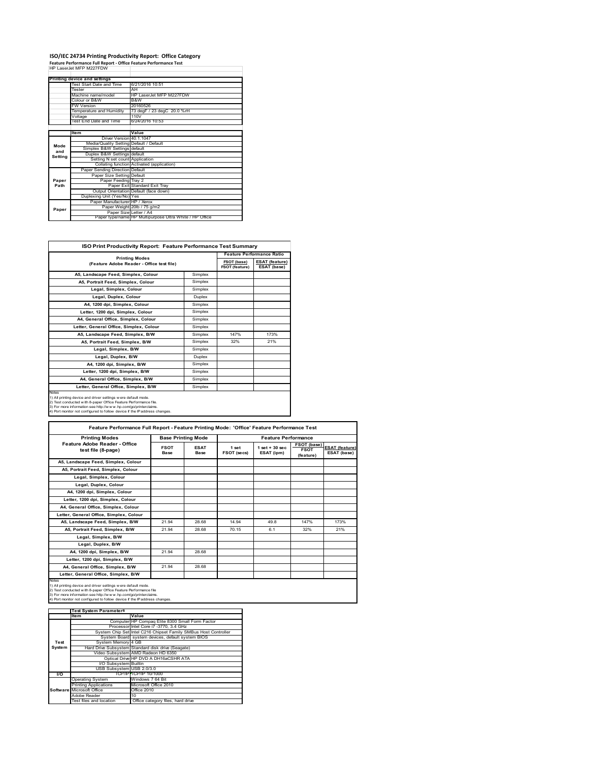# ISO/IEC 24734 Printing Productivity Report: Office Category

**Feature Performance Full Report - Office Feature Performance Test**

HP LaserJet MFP M227FDW

| Printing device and settings | | |
|---|---|---|
| | Test Start Date and Time | 6/21/2016 10:51 |
| | Tester | AH |
| | Machine name/model | HP LaserJet MFP M227FDW |
| | Colour or B&W | B&W |
| | FW Version | 20160526 |
| | Temperature and Humidity | 73 degF / 23 degC 20.0 %rH |
| | Voltage | 110V |
| | Test End Date and Time | 6/24/2016 10:53 |

| | Item | Value |
|---|---|---|
| Mode and Setting | Driver Version | 40.1.1047 |
| | Media/Quality Setting | Default / Default |
| | Simplex B&W Settings | default |
| | Duplex B&W Settings | default |
| | Setting N set count | Application |
| | Collating function | Activated (application) |
| Paper Path | Paper Sending Direction | Default |
| | Paper Size Setting | Default |
| | Paper Feeding | Tray 2 |
| | Paper Exit | Standard Exit Tray |
| | Output Orientation | Default (face down) |
| | Duplexing Unit (Yes/No) | Yes |
| Paper | Paper Manufacturer | HP / Xerox |
| | Paper Weight | 20lb / 75 g/m2 |
| | Paper Size | Letter / A4 |
| | Paper type/name | HP Multipurpose Ultra White / HP Office |

## ISO Print Productivity Report: Feature Performance Test Summary

| Printing Modes (Feature Adobe Reader - Office test file) | | Feature Performance Ratio FSOT (base) / FSOT (feature) | Feature Performance Ratio ESAT (feature) / ESAT (base) |
|---|---|---|---|
| A5, Landscape Feed, Simplex, Colour | Simplex | | |
| A5, Portrait Feed, Simplex, Colour | Simplex | | |
| Legal, Simplex, Colour | Simplex | | |
| Legal, Duplex, Colour | Duplex | | |
| A4, 1200 dpi, Simplex, Colour | Simplex | | |
| Letter, 1200 dpi, Simplex, Colour | Simplex | | |
| A4, General Office, Simplex, Colour | Simplex | | |
| Letter, General Office, Simplex, Colour | Simplex | | |
| A5, Landscape Feed, Simplex, B/W | Simplex | 147% | 173% |
| A5, Portrait Feed, Simplex, B/W | Simplex | 32% | 21% |
| Legal, Simplex, B/W | Simplex | | |
| Legal, Duplex, B/W | Duplex | | |
| A4, 1200 dpi, Simplex, B/W | Simplex | | |
| Letter, 1200 dpi, Simplex, B/W | Simplex | | |
| A4, General Office, Simplex, B/W | Simplex | | |
| Letter, General Office, Simplex, B/W | Simplex | | |

Notes
1) All printing device and driver settings were default mode.
2) Test conducted with 8-paper Office Feature Performance file.
3) For more information see http://www.hp.com/go/printerclaims.
4) Port monitor not configured to follow device if the IP address changes.

## Feature Performance Full Report - Feature Printing Mode: 'Office' Feature Performance Test

| Printing Modes Feature Adobe Reader - Office test file (8-page) | Base Printing Mode FSOT Base | Base Printing Mode ESAT Base | Feature Performance 1 set FSOT (secs) | Feature Performance 1 set + 30 sec ESAT (ipm) | FSOT (base) / FSOT (feature) | ESAT (feature) / ESAT (base) |
|---|---|---|---|---|---|---|
| A5, Landscape Feed, Simplex, Colour | | | | | | |
| A5, Portrait Feed, Simplex, Colour | | | | | | |
| Legal, Simplex, Colour | | | | | | |
| Legal, Duplex, Colour | | | | | | |
| A4, 1200 dpi, Simplex, Colour | | | | | | |
| Letter, 1200 dpi, Simplex, Colour | | | | | | |
| A4, General Office, Simplex, Colour | | | | | | |
| Letter, General Office, Simplex, Colour | | | | | | |
| A5, Landscape Feed, Simplex, B/W | 21.94 | 28.68 | 14.94 | 49.8 | 147% | 173% |
| A5, Portrait Feed, Simplex, B/W | 21.94 | 28.68 | 70.15 | 6.1 | 32% | 21% |
| Legal, Simplex, B/W | | | | | | |
| Legal, Duplex, B/W | | | | | | |
| A4, 1200 dpi, Simplex, B/W | 21.94 | 28.68 | | | | |
| Letter, 1200 dpi, Simplex, B/W | | | | | | |
| A4, General Office, Simplex, B/W | 21.94 | 28.68 | | | | |
| Letter, General Office, Simplex, B/W | | | | | | |

Notes
1) All printing device and driver settings were default mode.
2) Test conducted with 8-paper Office Feature Performance file
3) For more information see http://www.hp.com/go/printerclaims.
4) Port monitor not configured to follow device if the IP address changes.

| | Test System Parameters | |
|---|---|---|
| | Item | Value |
| Test System | Computer | HP Compaq Elite 8300 Small Form Factor |
| | Processor | Intel Core i7 -3770, 3.4 GHz |
| | System Chip Set | Intel C216 Chipset Family SMBus Host Controller |
| | System Board | system devices, default system BIOS |
| | System Memory | 4 GB |
| | Hard Drive Subsystem | Standard disk drive (Seagate) |
| | Video Subsystem | AMD Radeon HD 6350 |
| | Optical Drive | HP DVD A DH16aCSHR ATA |
| | I/O Subsystem | Builtin |
| | USB Subsystem | USB 2.0/3.0 |
| I/O | TCP/IP | TCP/IP 10/1000 |
| Software | Operating System | Windows 7 64 Bit |
| | Printing Applications | Microsoft Office 2010 |
| | Microsoft Office | Office 2010 |
| | Adobe Reader | 10 |
| | Test files and location | Office category files, hard drive |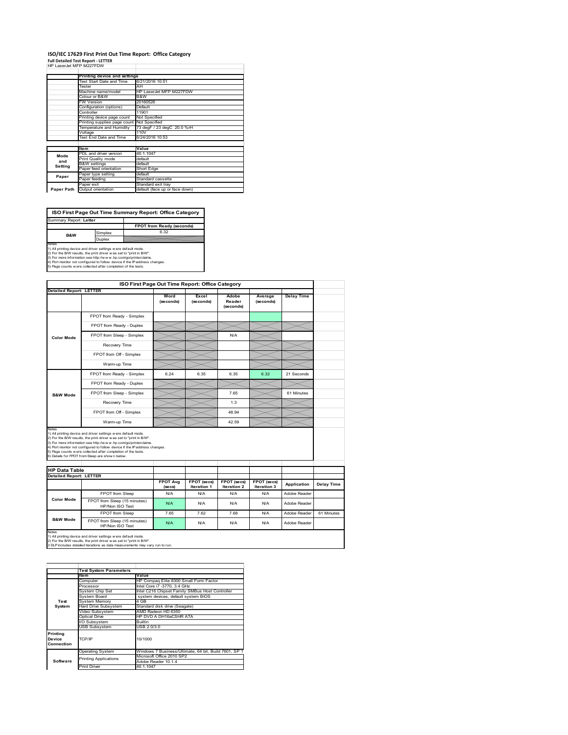# ISO/IEC 17629 First Print Out Time Report: Office Category

**Full Detailed Test Report - LETTER**

HP LaserJet MFP M227FDW

| | Printing device and settings | |
|---|---|---|
| | Test Start Date and Time | 6/21/2016 10:51 |
| | Tester | AH |
| | Machine name/model | HP LaserJet MFP M227FDW |
| | Colour or B&W | B&W |
| | FW Version | 20160526 |
| | Configuration (options) | Default |
| | Controller | 11901 |
| | Printing device page count | Not Specified |
| | Printing supplies page count | Not Specified |
| | Temperature and Humidity | 73 degF / 23 degC 20.0 %rH |
| | Voltage | 110V |
| | Test End Date and Time | 6/24/2016 10:53 |

| | Item | Value |
|---|---|---|
| Mode and Setting | PDL and driver version | 40.1.1047 |
| | Print Quality mode | default |
| | B&W settings | default |
| | Paper feed orientation | Short Edge |
| Paper | Paper type setting | default |
| | Paper feeding | Standard cassette |
| | Paper exit | Standard exit tray |
| Paper Path | Output orientation | default (face up or face down) |

## ISO First Page Out Time Summary Report: Office Category

Summary Report: **Letter**

| | | FPOT from Ready (seconds) |
|---|---|---|
| B&W | Simplex | 6.32 |
| | Duplex | |

Notes
1) All printing device and driver settings were default mode.
2) For the B/W results, the print driver was set to "print in B/W".
3) For more information see http://www.hp.com/go/printerclaims.
4) Port monitor not configured to follow device if the IP address changes.
5) Page counts were collected after completion of the tests.

## ISO First Page Out Time Report: Office Category

**Detailed Report: LETTER**

| | | Word (seconds) | Excel (seconds) | Adobe Reader (seconds) | Average (seconds) | Delay Time |
|---|---|---|---|---|---|---|
| Color Mode | FPOT from Ready - Simplex | | | | | |
| | FPOT from Ready - Duplex | | | | | |
| | FPOT from Sleep - Simplex | | | N/A | | |
| | Recovery Time | | | | | |
| | FPOT from Off - Simplex | | | | | |
| | Warm-up Time | | | | | |
| B&W Mode | FPOT from Ready - Simplex | 6.24 | 6.35 | 6.35 | 6.32 | 21 Seconds |
| | FPOT from Ready - Duplex | | | | | |
| | FPOT from Sleep - Simplex | | | 7.65 | | 61 Minutes |
| | Recovery Time | | | 1.3 | | |
| | FPOT from Off - Simplex | | | 48.94 | | |
| | Warm-up Time | | | 42.59 | | |

Notes
1) All printing device and driver settings were default mode.
2) For the B/W results, the print driver was set to "print in B/W".
3) For more information see http://www.hp.com/go/printerclaims.
4) Port monitor not configured to follow device if the IP address changes.
5) Page counts were collected after completion of the tests.
6) Details for FPOT from Sleep are shown below.

## HP Data Table

**Detailed Report: LETTER**

| | | FPOT Avg (secs) | FPOT (secs) Iteration 1 | FPOT (secs) Iteration 2 | FPOT (secs) Iteration 3 | Application | Delay Time |
|---|---|---|---|---|---|---|---|
| Color Mode | FPOT from Sleep | N/A | N/A | N/A | N/A | Adobe Reader | |
| | FPOT from Sleep (15 minutes) HP/Non ISO Test | N/A | N/A | N/A | N/A | Adobe Reader | |
| B&W Mode | FPOT from Sleep | 7.65 | 7.62 | 7.68 | N/A | Adobe Reader | 61 Minutes |
| | FPOT from Sleep (15 minutes) HP/Non ISO Test | N/A | N/A | N/A | N/A | Adobe Reader | |

Notes
1) All printing device and driver settings were default mode.
2) For the B/W results, the print driver was set to "print in B/W".
3 DLP includes detailed iterations as data measurements may vary run to run.

| | Test System Parameters | |
|---|---|---|
| | Item | Value |
| Test System | Computer | HP Compaq Elite 8300 Small Form Factor |
| | Processor | Intel Core i7 -3770, 3.4 GHz |
| | System Chip Set | Intel C216 Chipset Family SMBus Host Controller |
| | System Board | system devices, default system BIOS |
| | System Memory | 4 GB |
| | Hard Drive Subsystem | Standard disk drive (Seagate) |
| | Video Subsystem | AMD Radeon HD 6350 |
| | Optical Drive | HP DVD A DH16aCSHR ATA |
| | I/O Subsystem | Builtin |
| | USB Subsystem | USB 2.0/3.0 |
| Printing Device Connection | TCP/IP | 10/1000 |
| Software | Operating System | Windows 7 Business/Ultimate, 64 bit, Build 7601, SP 1 |
| | Printing Applications | Microsoft Office 2010 SP2 |
| | | Adobe Reader 10.1.4 |
| | Print Driver | 40.1.1047 |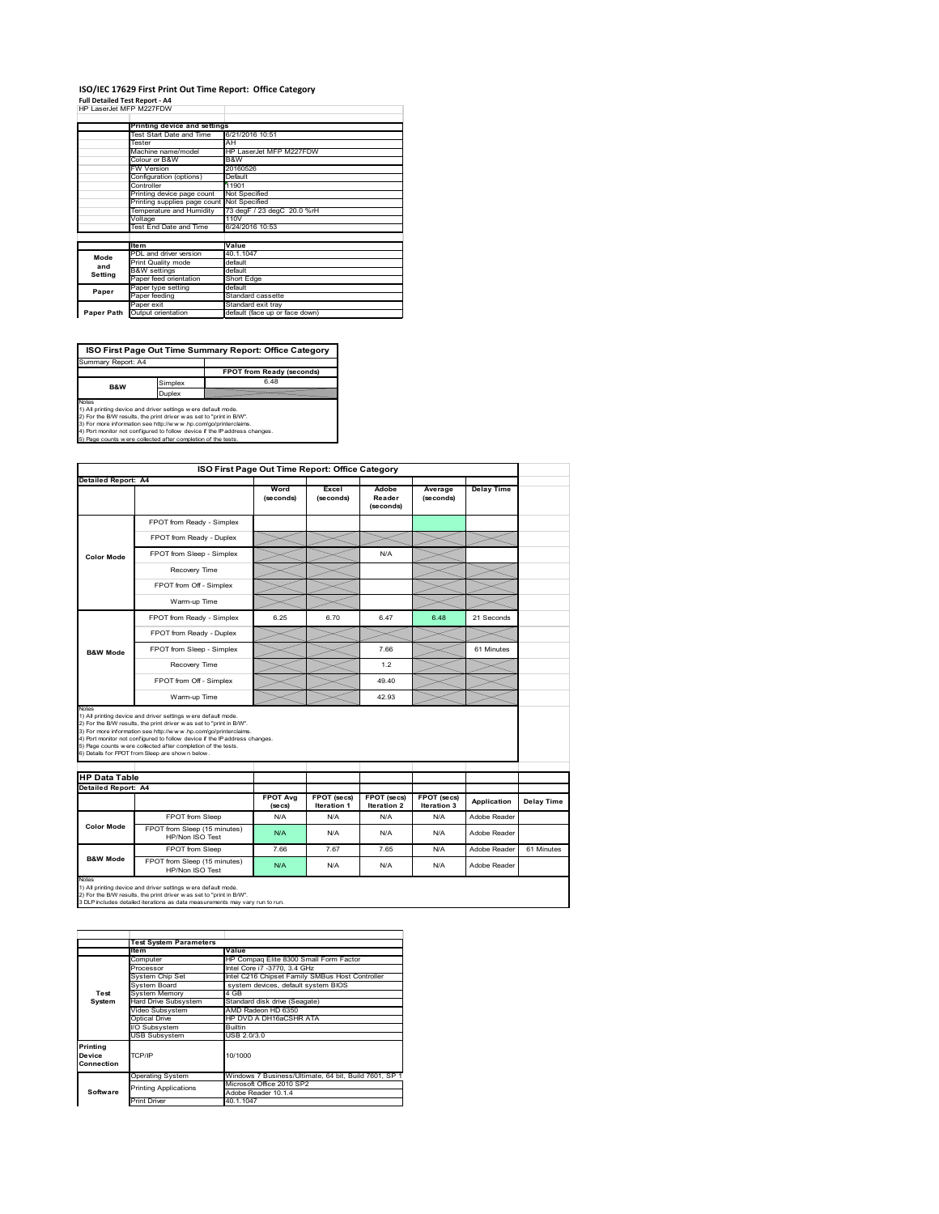# ISO/IEC 17629 First Print Out Time Report: Office Category

**Full Detailed Test Report - A4**

HP LaserJet MFP M227FDW

| | Printing device and settings | |
|---|---|---|
| | Test Start Date and Time | 6/21/2016 10:51 |
| | Tester | AH |
| | Machine name/model | HP LaserJet MFP M227FDW |
| | Colour or B&W | B&W |
| | FW Version | 20160526 |
| | Configuration (options) | Default |
| | Controller | 11901 |
| | Printing device page count | Not Specified |
| | Printing supplies page count | Not Specified |
| | Temperature and Humidity | 73 degF / 23 degC 20.0 %rH |
| | Voltage | 110V |
| | Test End Date and Time | 6/24/2016 10:53 |

| | Item | Value |
|---|---|---|
| Mode and Setting | PDL and driver version | 40.1.1047 |
| | Print Quality mode | default |
| | B&W settings | default |
| | Paper feed orientation | Short Edge |
| Paper | Paper type setting | default |
| | Paper feeding | Standard cassette |
| Paper Path | Paper exit | Standard exit tray |
| | Output orientation | default (face up or face down) |

## ISO First Page Out Time Summary Report: Office Category

Summary Report: A4

| | | FPOT from Ready (seconds) |
|---|---|---|
| B&W | Simplex | 6.48 |
| | Duplex | |

Notes
1) All printing device and driver settings were default mode.
2) For the B/W results, the print driver was set to "print in B/W".
3) For more information see http://www.hp.com/go/printerclaims.
4) Port monitor not configured to follow device if the IP address changes.
5) Page counts were collected after completion of the tests.

## ISO First Page Out Time Report: Office Category

Detailed Report: A4

| | | Word (seconds) | Excel (seconds) | Adobe Reader (seconds) | Average (seconds) | Delay Time |
|---|---|---|---|---|---|---|
| Color Mode | FPOT from Ready - Simplex | | | | | |
| | FPOT from Ready - Duplex | | | | | |
| | FPOT from Sleep - Simplex | | | N/A | | |
| | Recovery Time | | | | | |
| | FPOT from Off - Simplex | | | | | |
| | Warm-up Time | | | | | |
| B&W Mode | FPOT from Ready - Simplex | 6.25 | 6.70 | 6.47 | 6.48 | 21 Seconds |
| | FPOT from Ready - Duplex | | | | | |
| | FPOT from Sleep - Simplex | | | 7.66 | | 61 Minutes |
| | Recovery Time | | | 1.2 | | |
| | FPOT from Off - Simplex | | | 49.40 | | |
| | Warm-up Time | | | 42.93 | | |

Notes
1) All printing device and driver settings were default mode.
2) For the B/W results, the print driver was set to "print in B/W".
3) For more information see http://www.hp.com/go/printerclaims.
4) Port monitor not configured to follow device if the IP address changes.
5) Page counts were collected after completion of the tests.
6) Details for FPOT from Sleep are shown below.

## HP Data Table

Detailed Report: A4

| | | FPOT Avg (secs) | FPOT (secs) Iteration 1 | FPOT (secs) Iteration 2 | FPOT (secs) Iteration 3 | Application | Delay Time |
|---|---|---|---|---|---|---|---|
| Color Mode | FPOT from Sleep | N/A | N/A | N/A | N/A | Adobe Reader | |
| | FPOT from Sleep (15 minutes) HP/Non ISO Test | N/A | N/A | N/A | N/A | Adobe Reader | |
| B&W Mode | FPOT from Sleep | 7.66 | 7.67 | 7.65 | N/A | Adobe Reader | 61 Minutes |
| | FPOT from Sleep (15 minutes) HP/Non ISO Test | N/A | N/A | N/A | N/A | Adobe Reader | |

Notes
1) All printing device and driver settings were default mode.
2) For the B/W results, the print driver was set to "print in B/W".
3 DLP includes detailed iterations as data measurements may vary run to run.

| | Test System Parameters | |
|---|---|---|
| | Item | Value |
| Test System | Computer | HP Compaq Elite 8300 Small Form Factor |
| | Processor | Intel Core i7 -3770, 3.4 GHz |
| | System Chip Set | Intel C216 Chipset Family SMBus Host Controller |
| | System Board | system devices, default system BIOS |
| | System Memory | 4 GB |
| | Hard Drive Subsystem | Standard disk drive (Seagate) |
| | Video Subsystem | AMD Radeon HD 6350 |
| | Optical Drive | HP DVD A DH16aCSHR ATA |
| | I/O Subsystem | Builtin |
| | USB Subsystem | USB 2.0/3.0 |
| Printing Device Connection | TCP/IP | 10/1000 |
| Software | Operating System | Windows 7 Business/Ultimate, 64 bit, Build 7601, SP 1 |
| | Printing Applications | Microsoft Office 2010 SP2 |
| | | Adobe Reader 10.1.4 |
| | Print Driver | 40.1.1047 |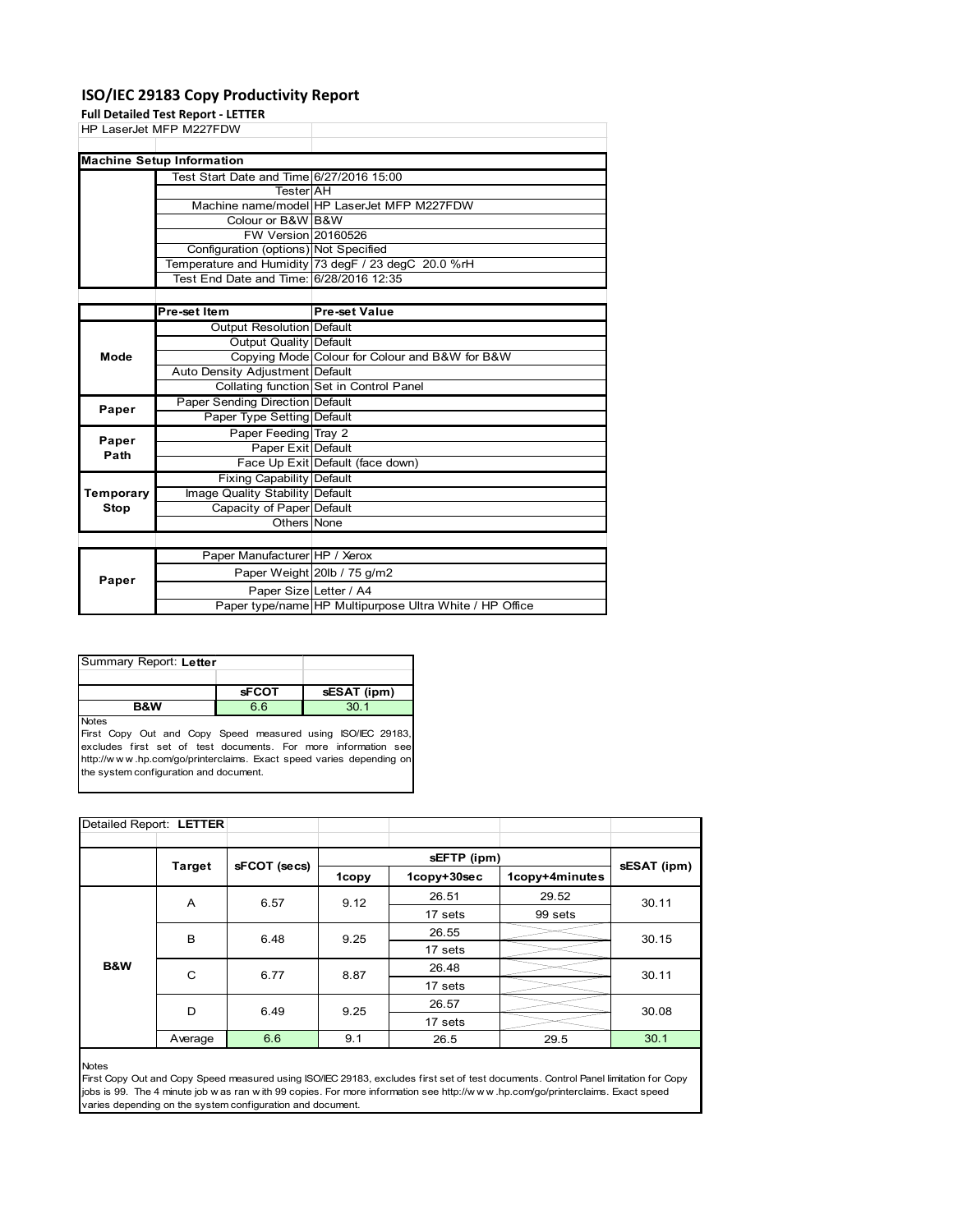# ISO/IEC 29183 Copy Productivity Report

**Full Detailed Test Report - LETTER**

HP LaserJet MFP M227FDW

| Machine Setup Information | | |
|---|---|---|
| | Test Start Date and Time | 6/27/2016 15:00 |
| | Tester | AH |
| | Machine name/model | HP LaserJet MFP M227FDW |
| | Colour or B&W | B&W |
| | FW Version | 20160526 |
| | Configuration (options) | Not Specified |
| | Temperature and Humidity | 73 degF / 23 degC 20.0 %rH |
| | Test End Date and Time: | 6/28/2016 12:35 |

| | Pre-set Item | Pre-set Value |
|---|---|---|
| Mode | Output Resolution | Default |
| | Output Quality | Default |
| | Copying Mode | Colour for Colour and B&W for B&W |
| | Auto Density Adjustment | Default |
| | Collating function | Set in Control Panel |
| Paper | Paper Sending Direction | Default |
| | Paper Type Setting | Default |
| Paper Path | Paper Feeding | Tray 2 |
| | Paper Exit | Default |
| | Face Up Exit | Default (face down) |
| Temporary Stop | Fixing Capability | Default |
| | Image Quality Stability | Default |
| | Capacity of Paper | Default |
| | Others | None |

| | | |
|---|---|---|
| Paper | Paper Manufacturer | HP / Xerox |
| | Paper Weight | 20lb / 75 g/m2 |
| | Paper Size | Letter / A4 |
| | Paper type/name | HP Multipurpose Ultra White / HP Office |

Summary Report: **Letter**

| | sFCOT | sESAT (ipm) |
|---|---|---|
| B&W | 6.6 | 30.1 |

Notes

First Copy Out and Copy Speed measured using ISO/IEC 29183, excludes first set of test documents. For more information see http://www.hp.com/go/printerclaims. Exact speed varies depending on the system configuration and document.

Detailed Report: **LETTER**

| | Target | sFCOT (secs) | sEFTP (ipm) | | | sESAT (ipm) |
|---|---|---|---|---|---|---|
| | | | 1copy | 1copy+30sec | 1copy+4minutes | |
| B&W | A | 6.57 | 9.12 | 26.51 | 29.52 | 30.11 |
| | | | | 17 sets | 99 sets | |
| | B | 6.48 | 9.25 | 26.55 | | 30.15 |
| | | | | 17 sets | | |
| | C | 6.77 | 8.87 | 26.48 | | 30.11 |
| | | | | 17 sets | | |
| | D | 6.49 | 9.25 | 26.57 | | 30.08 |
| | | | | 17 sets | | |
| | Average | 6.6 | 9.1 | 26.5 | 29.5 | 30.1 |

Notes

First Copy Out and Copy Speed measured using ISO/IEC 29183, excludes first set of test documents. Control Panel limitation for Copy jobs is 99. The 4 minute job was ran with 99 copies. For more information see http://www.hp.com/go/printerclaims. Exact speed varies depending on the system configuration and document.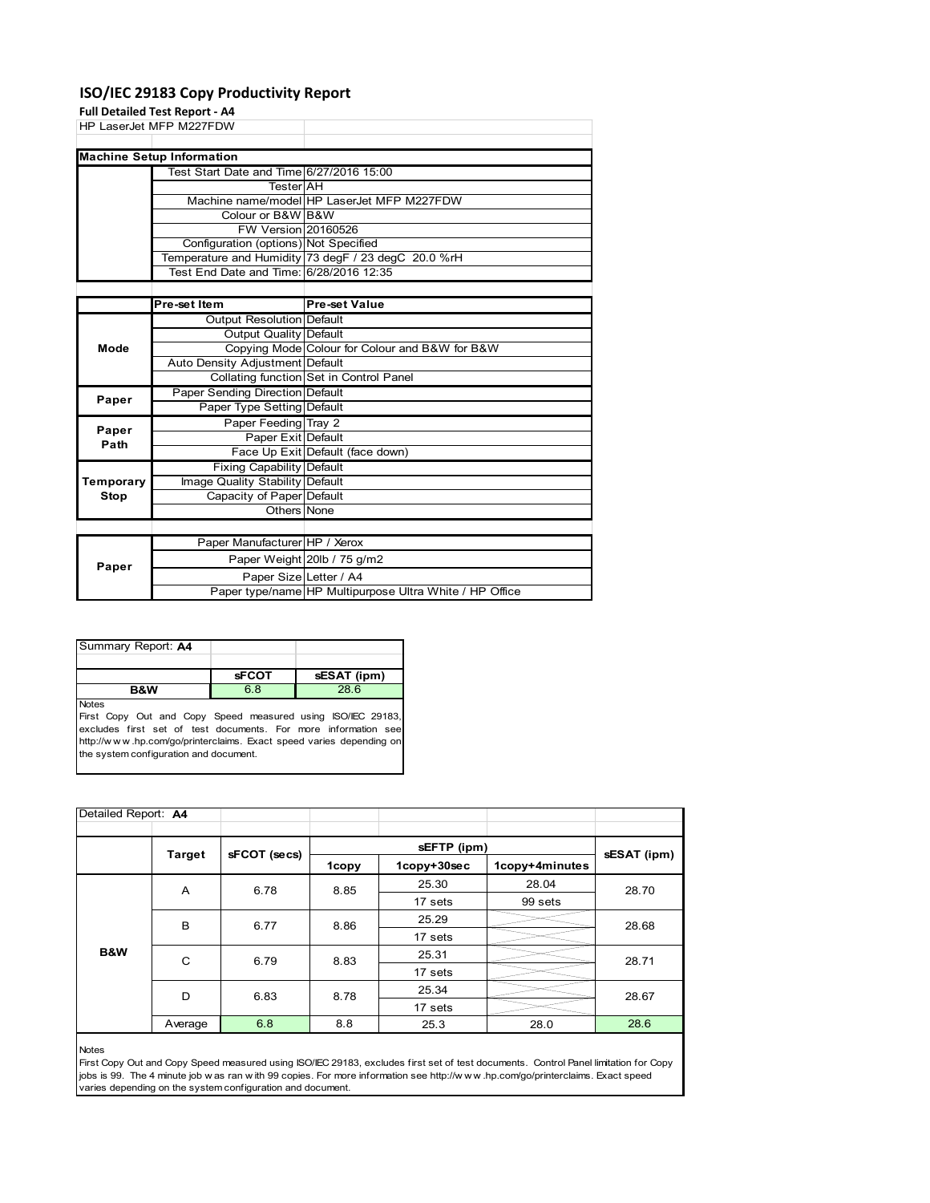# ISO/IEC 29183 Copy Productivity Report

**Full Detailed Test Report - A4**

HP LaserJet MFP M227FDW

| Machine Setup Information | | |
|---|---|---|
| | Test Start Date and Time | 6/27/2016 15:00 |
| | Tester | AH |
| | Machine name/model | HP LaserJet MFP M227FDW |
| | Colour or B&W | B&W |
| | FW Version | 20160526 |
| | Configuration (options) | Not Specified |
| | Temperature and Humidity | 73 degF / 23 degC 20.0 %rH |
| | Test End Date and Time: | 6/28/2016 12:35 |

| | Pre-set Item | Pre-set Value |
|---|---|---|
| Mode | Output Resolution | Default |
| | Output Quality | Default |
| | Copying Mode | Colour for Colour and B&W for B&W |
| | Auto Density Adjustment | Default |
| | Collating function | Set in Control Panel |
| Paper | Paper Sending Direction | Default |
| | Paper Type Setting | Default |
| Paper Path | Paper Feeding | Tray 2 |
| | Paper Exit | Default |
| | Face Up Exit | Default (face down) |
| Temporary Stop | Fixing Capability | Default |
| | Image Quality Stability | Default |
| | Capacity of Paper | Default |
| | Others | None |

| | | |
|---|---|---|
| Paper | Paper Manufacturer | HP / Xerox |
| | Paper Weight | 20lb / 75 g/m2 |
| | Paper Size | Letter / A4 |
| | Paper type/name | HP Multipurpose Ultra White / HP Office |

Summary Report: **A4**

| | sFCOT | sESAT (ipm) |
|---|---|---|
| **B&W** | 6.8 | 28.6 |

Notes

First Copy Out and Copy Speed measured using ISO/IEC 29183, excludes first set of test documents. For more information see http://www.hp.com/go/printerclaims. Exact speed varies depending on the system configuration and document.

Detailed Report: **A4**

| | Target | sFCOT (secs) | sEFTP (ipm) | | | sESAT (ipm) |
|---|---|---|---|---|---|---|
| | | | 1copy | 1copy+30sec | 1copy+4minutes | |
| B&W | A | 6.78 | 8.85 | 25.30 | 28.04 | 28.70 |
| | | | | 17 sets | 99 sets | |
| | B | 6.77 | 8.86 | 25.29 | | 28.68 |
| | | | | 17 sets | | |
| | C | 6.79 | 8.83 | 25.31 | | 28.71 |
| | | | | 17 sets | | |
| | D | 6.83 | 8.78 | 25.34 | | 28.67 |
| | | | | 17 sets | | |
| | Average | 6.8 | 8.8 | 25.3 | 28.0 | 28.6 |

Notes

First Copy Out and Copy Speed measured using ISO/IEC 29183, excludes first set of test documents. Control Panel limitation for Copy jobs is 99. The 4 minute job was ran with 99 copies. For more information see http://www.hp.com/go/printerclaims. Exact speed varies depending on the system configuration and document.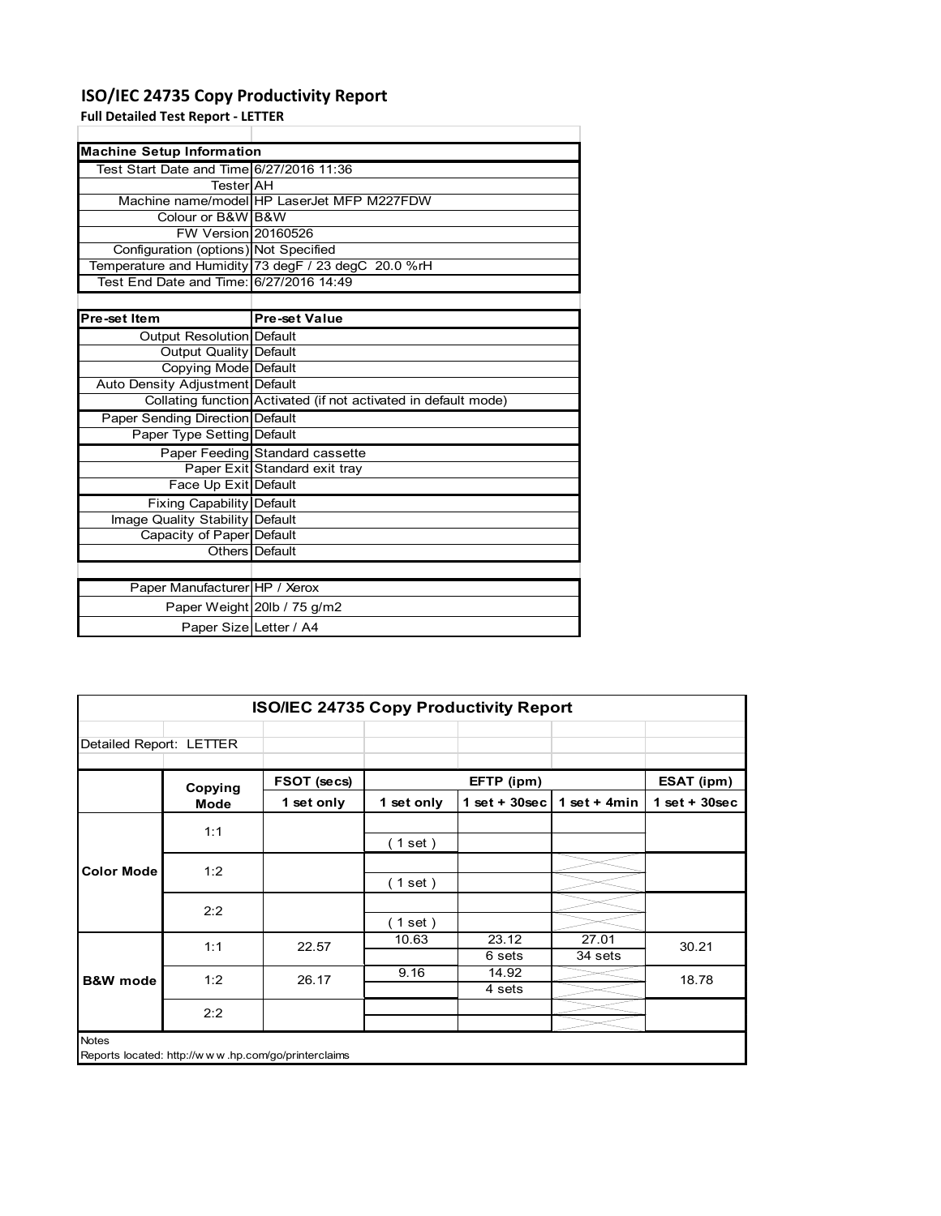# ISO/IEC 24735 Copy Productivity Report

**Full Detailed Test Report - LETTER**

| Machine Setup Information | |
|---|---|
| Test Start Date and Time | 6/27/2016 11:36 |
| Tester | AH |
| Machine name/model | HP LaserJet MFP M227FDW |
| Colour or B&W | B&W |
| FW Version | 20160526 |
| Configuration (options) | Not Specified |
| Temperature and Humidity | 73 degF / 23 degC 20.0 %rH |
| Test End Date and Time: | 6/27/2016 14:49 |

| Pre-set Item | Pre-set Value |
|---|---|
| Output Resolution | Default |
| Output Quality | Default |
| Copying Mode | Default |
| Auto Density Adjustment | Default |
| Collating function | Activated (if not activated in default mode) |
| Paper Sending Direction | Default |
| Paper Type Setting | Default |
| Paper Feeding | Standard cassette |
| Paper Exit | Standard exit tray |
| Face Up Exit | Default |
| Fixing Capability | Default |
| Image Quality Stability | Default |
| Capacity of Paper | Default |
| Others | Default |

| | |
|---|---|
| Paper Manufacturer | HP / Xerox |
| Paper Weight | 20lb / 75 g/m2 |
| Paper Size | Letter / A4 |

**ISO/IEC 24735 Copy Productivity Report**

Detailed Report: LETTER

| | Copying Mode | FSOT (secs) | EFTP (ipm) | | | ESAT (ipm) |
|---|---|---|---|---|---|---|
| | | 1 set only | 1 set only | 1 set + 30sec | 1 set + 4min | 1 set + 30sec |
| Color Mode | 1:1 | | ( 1 set ) | | | |
| | 1:2 | | ( 1 set ) | | | |
| | 2:2 | | ( 1 set ) | | | |
| B&W mode | 1:1 | 22.57 | 10.63 | 23.12<br>6 sets | 27.01<br>34 sets | 30.21 |
| | 1:2 | 26.17 | 9.16 | 14.92<br>4 sets | | 18.78 |
| | 2:2 | | | | | |

Notes

Reports located: http://www.hp.com/go/printerclaims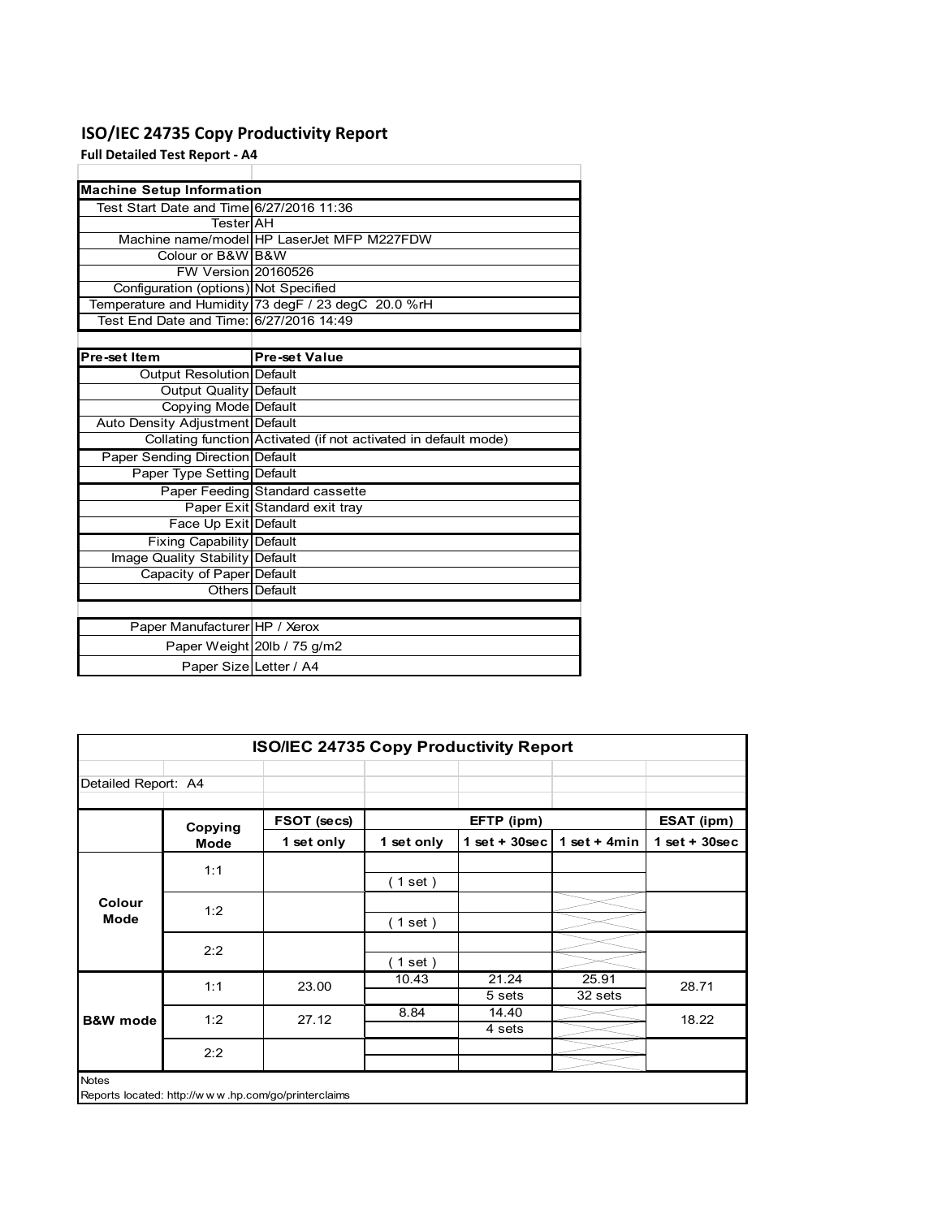# ISO/IEC 24735 Copy Productivity Report

**Full Detailed Test Report - A4**

| Machine Setup Information | |
|---|---|
| Test Start Date and Time | 6/27/2016 11:36 |
| Tester | AH |
| Machine name/model | HP LaserJet MFP M227FDW |
| Colour or B&W | B&W |
| FW Version | 20160526 |
| Configuration (options) | Not Specified |
| Temperature and Humidity | 73 degF / 23 degC 20.0 %rH |
| Test End Date and Time: | 6/27/2016 14:49 |

| Pre-set Item | Pre-set Value |
|---|---|
| Output Resolution | Default |
| Output Quality | Default |
| Copying Mode | Default |
| Auto Density Adjustment | Default |
| Collating function | Activated (if not activated in default mode) |
| Paper Sending Direction | Default |
| Paper Type Setting | Default |
| Paper Feeding | Standard cassette |
| Paper Exit | Standard exit tray |
| Face Up Exit | Default |
| Fixing Capability | Default |
| Image Quality Stability | Default |
| Capacity of Paper | Default |
| Others | Default |

| | |
|---|---|
| Paper Manufacturer | HP / Xerox |
| Paper Weight | 20lb / 75 g/m2 |
| Paper Size | Letter / A4 |

## ISO/IEC 24735 Copy Productivity Report

Detailed Report: A4

| | Copying Mode | FSOT (secs) | EFTP (ipm) | | | ESAT (ipm) |
|---|---|---|---|---|---|---|
| | | 1 set only | 1 set only | 1 set + 30sec | 1 set + 4min | 1 set + 30sec |
| Colour Mode | 1:1 | | ( 1 set ) | | | |
| | 1:2 | | ( 1 set ) | | | |
| | 2:2 | | ( 1 set ) | | | |
| B&W mode | 1:1 | 23.00 | 10.43 | 21.24<br>5 sets | 25.91<br>32 sets | 28.71 |
| | 1:2 | 27.12 | 8.84 | 14.40<br>4 sets | | 18.22 |
| | 2:2 | | | | | |

Notes

Reports located: http://w w w .hp.com/go/printerclaims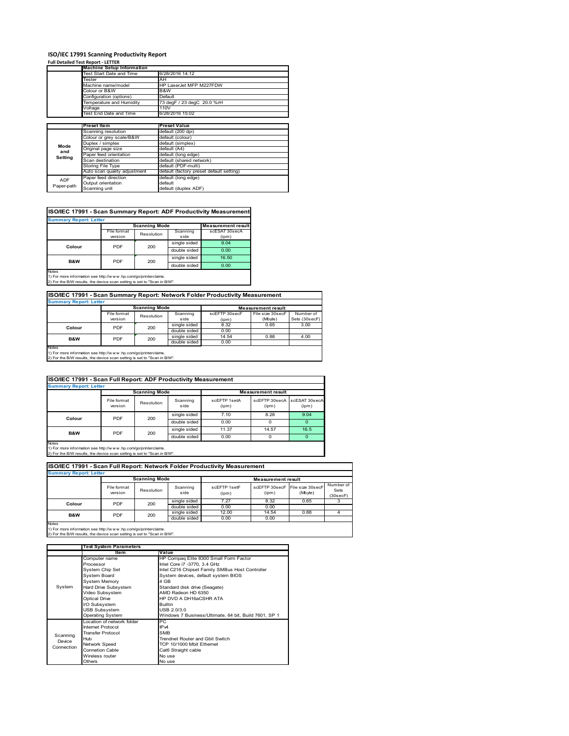# ISO/IEC 17991 Scanning Productivity Report

**Full Detailed Test Report - LETTER**

| | Machine Setup Information | |
|---|---|---|
| | Test Start Date and Time | 6/28/2016 14:12 |
| | Tester | AH |
| | Machine name/model | HP LaserJet MFP M227FDW |
| | Colour or B&W | B&W |
| | Configuration (options) | Default |
| | Temperature and Humidity | 73 degF / 23 degC 20.0 %rH |
| | Voltage | 110V |
| | Test End Date and Time | 6/28/2016 15:02 |

| | Preset Item | Preset Value |
|---|---|---|
| Mode and Setting | Scanning resolution | default (200 dpi) |
| | Colour or grey scale/B&W | default (colour) |
| | Duplex / simplex | default (simplex) |
| | Original page size | default (A4) |
| | Paper feed orientation | default (long edge) |
| | Scan destination | default (shared network) |
| | Storing File Type | default (PDF-multi) |
| | Auto scan quality adjustment | default (factory preset default setting) |
| ADF Paper-path | Paper feed direction | default (long edge) |
| | Output orientation | default |
| | Scanning unit | default (duplex ADF) |

## ISO/IEC 17991 - Scan Summary Report: ADF Productivity Measurement

**Summary Report: Letter**

| | Scanning Mode | | | Measurement result |
|---|---|---|---|---|
| | File format version | Resolution | Scanning side | scESAT 30secA (ipm) |
| Colour | PDF | 200 | single sided | 9.04 |
| | | | double sided | 0.00 |
| B&W | PDF | 200 | single sided | 16.50 |
| | | | double sided | 0.00 |

Notes
1) For more information see http://www.hp.com/go/printerclaims.
2) For the B/W results, the device scan setting is set to "Scan in B/W".

## ISO/IEC 17991 - Scan Summary Report: Network Folder Productivity Measurement

**Summary Report: Letter**

| | Scanning Mode | | | Measurement result | | |
|---|---|---|---|---|---|---|
| | File format version | Resolution | Scanning side | scEFTP 30secF (ipm) | File size 30secF (Mbyte) | Number of Sets (30secF) |
| Colour | PDF | 200 | single sided | 8.32 | 0.65 | 3.00 |
| | | | double sided | 0.00 | | |
| B&W | PDF | 200 | single sided | 14.54 | 0.88 | 4.00 |
| | | | double sided | 0.00 | | |

Notes
1) For more information see http://www.hp.com/go/printerclaims.
2) For the B/W results, the device scan setting is set to "Scan in B/W".

## ISO/IEC 17991 - Scan Full Report: ADF Productivity Measurement

**Summary Report: Letter**

| | Scanning Mode | | | Measurement result | | |
|---|---|---|---|---|---|---|
| | File format version | Resolution | Scanning side | scEFTP 1setA (ipm) | scEFTP 30secA (ipm) | scESAT 30secA (ipm) |
| Colour | PDF | 200 | single sided | 7.10 | 8.28 | 9.04 |
| | | | double sided | 0.00 | 0 | 0 |
| B&W | PDF | 200 | single sided | 11.37 | 14.57 | 16.5 |
| | | | double sided | 0.00 | 0 | 0 |

Notes
1) For more information see http://www.hp.com/go/printerclaims.
2) For the B/W results, the device scan setting is set to "Scan in B/W".

## ISO/IEC 17991 - Scan Full Report: Network Folder Productivity Measurement

**Summary Report: Letter**

| | Scanning Mode | | | Measurement result | | | |
|---|---|---|---|---|---|---|---|
| | File format version | Resolution | Scanning side | scEFTP 1setF (ipm) | scEFTP 30secF (ipm) | File size 30secF (Mbyte) | Number of Sets (30secF) |
| Colour | PDF | 200 | single sided | 7.27 | 8.32 | 0.65 | 3 |
| | | | double sided | 0.00 | 0.00 | | |
| B&W | PDF | 200 | single sided | 12.00 | 14.54 | 0.88 | 4 |
| | | | double sided | 0.00 | 0.00 | | |

Notes
1) For more information see http://www.hp.com/go/printerclaims.
2) For the B/W results, the device scan setting is set to "Scan in B/W".

| | Test System Parameters | |
|---|---|---|
| | Item | Value |
| System | Computer name | HP Compaq Elite 8300 Small Form Factor |
| | Processor | Intel Core i7 -3770, 3.4 GHz |
| | System Chip Set | Intel C216 Chipset Family SMBus Host Controller |
| | System Board | System devices, default system BIOS |
| | System Memory | 4 GB |
| | Hard Drive Subsystem | Standard disk drive (Seagate) |
| | Video Subsystem | AMD Radeon HD 6350 |
| | Optical Drive | HP DVD A DH16aCSHR ATA |
| | I/O Subsystem | Builtin |
| | USB Subsystem | USB 2.0/3.0 |
| | Operating System | Windows 7 Business/Ultimate, 64 bit, Build 7601, SP 1 |
| Scanning Device Connection | Location of network folder | PC |
| | Internet Protocol | IPv4 |
| | Transfer Protocol | SMB |
| | Hub | Trendnet Router and Gbit Switch |
| | Network Speed | TCP 10/1000 Mbit Ethernet |
| | Connetion Cable | Cat6 Straight cable |
| | Wireless router | No use |
| | Others | No use |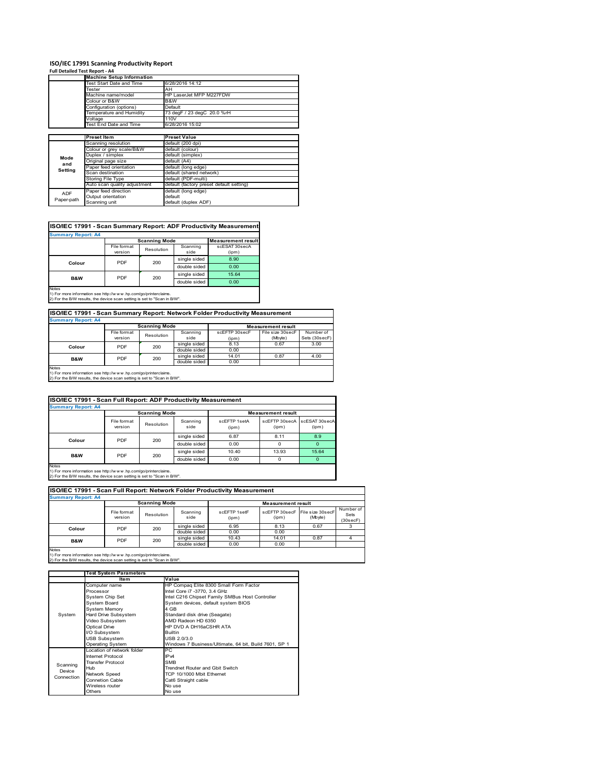# ISO/IEC 17991 Scanning Productivity Report

**Full Detailed Test Report - A4**

| | Machine Setup Information | |
|---|---|---|
| | Test Start Date and Time | 6/28/2016 14:12 |
| | Tester | AH |
| | Machine name/model | HP LaserJet MFP M227FDW |
| | Colour or B&W | B&W |
| | Configuration (options) | Default |
| | Temperature and Humidity | 73 degF / 23 degC 20.0 %rH |
| | Voltage | 110V |
| | Test End Date and Time | 6/28/2016 15:02 |

| | Preset Item | Preset Value |
|---|---|---|
| Mode and Setting | Scanning resolution | default (200 dpi) |
| | Colour or grey scale/B&W | default (colour) |
| | Duplex / simplex | default (simplex) |
| | Original page size | default (A4) |
| | Paper feed orientation | default (long edge) |
| | Scan destination | default (shared network) |
| | Storing File Type | default (PDF-multi) |
| | Auto scan quality adjustment | default (factory preset default setting) |
| ADF Paper-path | Paper feed direction | default (long edge) |
| | Output orientation | default |
| | Scanning unit | default (duplex ADF) |

## ISO/IEC 17991 - Scan Summary Report: ADF Productivity Measurement

**Summary Report: A4**

| | Scanning Mode | | | Measurement result |
|---|---|---|---|---|
| | File format version | Resolution | Scanning side | scESAT 30secA (ipm) |
| Colour | PDF | 200 | single sided | 8.90 |
| | | | double sided | 0.00 |
| B&W | PDF | 200 | single sided | 15.64 |
| | | | double sided | 0.00 |

Notes
1) For more information see http://w w w .hp.com/go/printerclaims.
2) For the B/W results, the device scan setting is set to "Scan in B/W".

## ISO/IEC 17991 - Scan Summary Report: Network Folder Productivity Measurement

**Summary Report: A4**

| | Scanning Mode | | | Measurement result | | |
|---|---|---|---|---|---|---|
| | File format version | Resolution | Scanning side | scEFTP 30secF (ipm) | File size 30secF (Mbyte) | Number of Sets (30secF) |
| Colour | PDF | 200 | single sided | 8.13 | 0.67 | 3.00 |
| | | | double sided | 0.00 | | |
| B&W | PDF | 200 | single sided | 14.01 | 0.87 | 4.00 |
| | | | double sided | 0.00 | | |

Notes
1) For more information see http://w w w .hp.com/go/printerclaims.
2) For the B/W results, the device scan setting is set to "Scan in B/W".

## ISO/IEC 17991 - Scan Full Report: ADF Productivity Measurement

**Summary Report: A4**

| | Scanning Mode | | | Measurement result | | |
|---|---|---|---|---|---|---|
| | File format version | Resolution | Scanning side | scEFTP 1setA (ipm) | scEFTP 30secA (ipm) | scESAT 30secA (ipm) |
| Colour | PDF | 200 | single sided | 6.87 | 8.11 | 8.9 |
| | | | double sided | 0.00 | 0 | 0 |
| B&W | PDF | 200 | single sided | 10.40 | 13.93 | 15.64 |
| | | | double sided | 0.00 | 0 | 0 |

Notes
1) For more information see http://w w w .hp.com/go/printerclaims.
2) For the B/W results, the device scan setting is set to "Scan in B/W".

## ISO/IEC 17991 - Scan Full Report: Network Folder Productivity Measurement

**Summary Report: A4**

| | Scanning Mode | | | Measurement result | | | |
|---|---|---|---|---|---|---|---|
| | File format version | Resolution | Scanning side | scEFTP 1setF (ipm) | scEFTP 30secF (ipm) | File size 30secF (Mbyte) | Number of Sets (30secF) |
| Colour | PDF | 200 | single sided | 6.95 | 8.13 | 0.67 | 3 |
| | | | double sided | 0.00 | 0.00 | | |
| B&W | PDF | 200 | single sided | 10.43 | 14.01 | 0.87 | 4 |
| | | | double sided | 0.00 | 0.00 | | |

Notes
1) For more information see http://w w w .hp.com/go/printerclaims.
2) For the B/W results, the device scan setting is set to "Scan in B/W".

| | Test System Parameters | |
|---|---|---|
| | Item | Value |
| System | Computer name | HP Compaq Elite 8300 Small Form Factor |
| | Processor | Intel Core i7 -3770, 3.4 GHz |
| | System Chip Set | Intel C216 Chipset Family SMBus Host Controller |
| | System Board | System devices, default system BIOS |
| | System Memory | 4 GB |
| | Hard Drive Subsystem | Standard disk drive (Seagate) |
| | Video Subsystem | AMD Radeon HD 6350 |
| | Optical Drive | HP DVD A DH16aCSHR ATA |
| | I/O Subsystem | Builtin |
| | USB Subsystem | USB 2.0/3.0 |
| | Operating System | Windows 7 Business/Ultimate, 64 bit, Build 7601, SP 1 |
| Scanning Device Connection | Location of network folder | PC |
| | Internet Protocol | IPv4 |
| | Transfer Protocol | SMB |
| | Hub | Trendnet Router and Gbit Switch |
| | Network Speed | TCP 10/1000 Mbit Ethernet |
| | Connetion Cable | Cat6 Straight cable |
| | Wireless router | No use |
| | Others | No use |